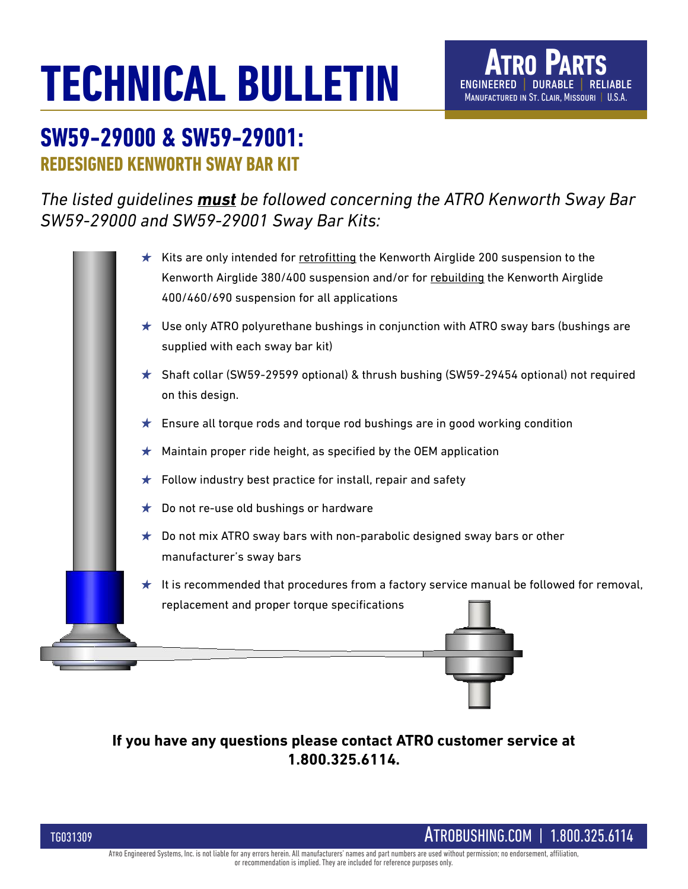# TECHNICAL BULLETIN

**ATRO PARTS**
ENGINEERED | DURABLE | RELIABLE
MANUFACTURED IN ST. CLAIR, MISSOURI | U.S.A.

## SW59-29000 & SW59-29001:

### REDESIGNED KENWORTH SWAY BAR KIT

*The listed guidelines **must** be followed concerning the ATRO Kenworth Sway Bar SW59-29000 and SW59-29001 Sway Bar Kits:*

- ★ Kits are only intended for retrofitting the Kenworth Airglide 200 suspension to the Kenworth Airglide 380/400 suspension and/or for rebuilding the Kenworth Airglide 400/460/690 suspension for all applications
- ★ Use only ATRO polyurethane bushings in conjunction with ATRO sway bars (bushings are supplied with each sway bar kit)
- ★ Shaft collar (SW59-29599 optional) & thrush bushing (SW59-29454 optional) not required on this design.
- ★ Ensure all torque rods and torque rod bushings are in good working condition
- ★ Maintain proper ride height, as specified by the OEM application
- ★ Follow industry best practice for install, repair and safety
- ★ Do not re-use old bushings or hardware
- ★ Do not mix ATRO sway bars with non-parabolic designed sway bars or other manufacturer's sway bars
- ★ It is recommended that procedures from a factory service manual be followed for removal, replacement and proper torque specifications

**If you have any questions please contact ATRO customer service at 1.800.325.6114.**

TG031309

ATROBUSHING.COM | 1.800.325.6114

ATRO Engineered Systems, Inc. is not liable for any errors herein. All manufacturers' names and part numbers are used without permission; no endorsement, affiliation, or recommendation is implied. They are included for reference purposes only.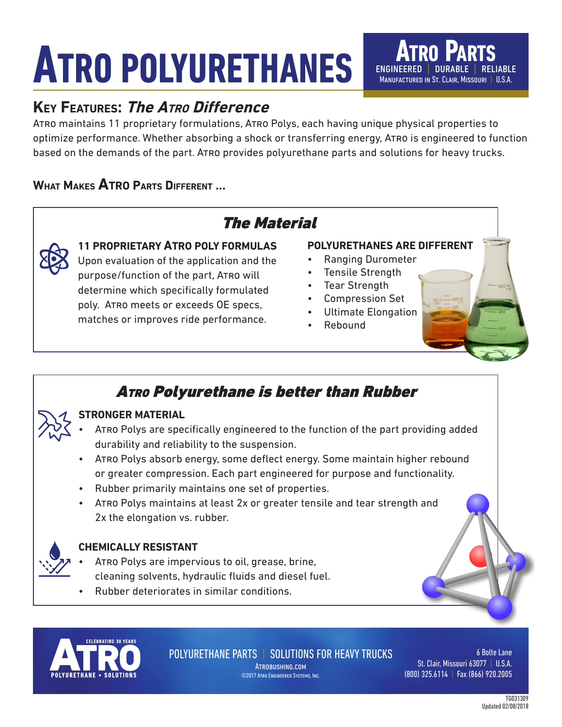# ATRO POLYURETHANES

**ATRO PARTS**
ENGINEERED | DURABLE | RELIABLE
MANUFACTURED IN ST. CLAIR, MISSOURI | U.S.A.

## KEY FEATURES: *The ATRO Difference*

ATRO maintains 11 proprietary formulations, ATRO Polys, each having unique physical properties to optimize performance. Whether absorbing a shock or transferring energy, ATRO is engineered to function based on the demands of the part. ATRO provides polyurethane parts and solutions for heavy trucks.

### WHAT MAKES ATRO PARTS DIFFERENT ...

## *The Material*

**11 PROPRIETARY ATRO POLY FORMULAS**

Upon evaluation of the application and the purpose/function of the part, ATRO will determine which specifically formulated poly. ATRO meets or exceeds OE specs, matches or improves ride performance.

**POLYURETHANES ARE DIFFERENT**

- Ranging Durometer
- Tensile Strength
- Tear Strength
- Compression Set
- Ultimate Elongation
- Rebound

## *ATRO Polyurethane is better than Rubber*

**STRONGER MATERIAL**

- ATRO Polys are specifically engineered to the function of the part providing added durability and reliability to the suspension.
- ATRO Polys absorb energy, some deflect energy. Some maintain higher rebound or greater compression. Each part engineered for purpose and functionality.
- Rubber primarily maintains one set of properties.
- ATRO Polys maintains at least 2x or greater tensile and tear strength and 2x the elongation vs. rubber.

**CHEMICALLY RESISTANT**

- ATRO Polys are impervious to oil, grease, brine, cleaning solvents, hydraulic fluids and diesel fuel.
- Rubber deteriorates in similar conditions.

CELEBRATING 30 YEARS
ATRO
POLYURETHANE • SOLUTIONS

POLYURETHANE PARTS | SOLUTIONS FOR HEAVY TRUCKS
ATROBUSHING.COM
©2017 ATRO ENGINEERED SYSTEMS, INC.

6 Bolte Lane
St. Clair, Missouri 63077 | U.S.A.
(800) 325.6114 | Fax (866) 920.2005

TG031309
Updated 02/08/2018